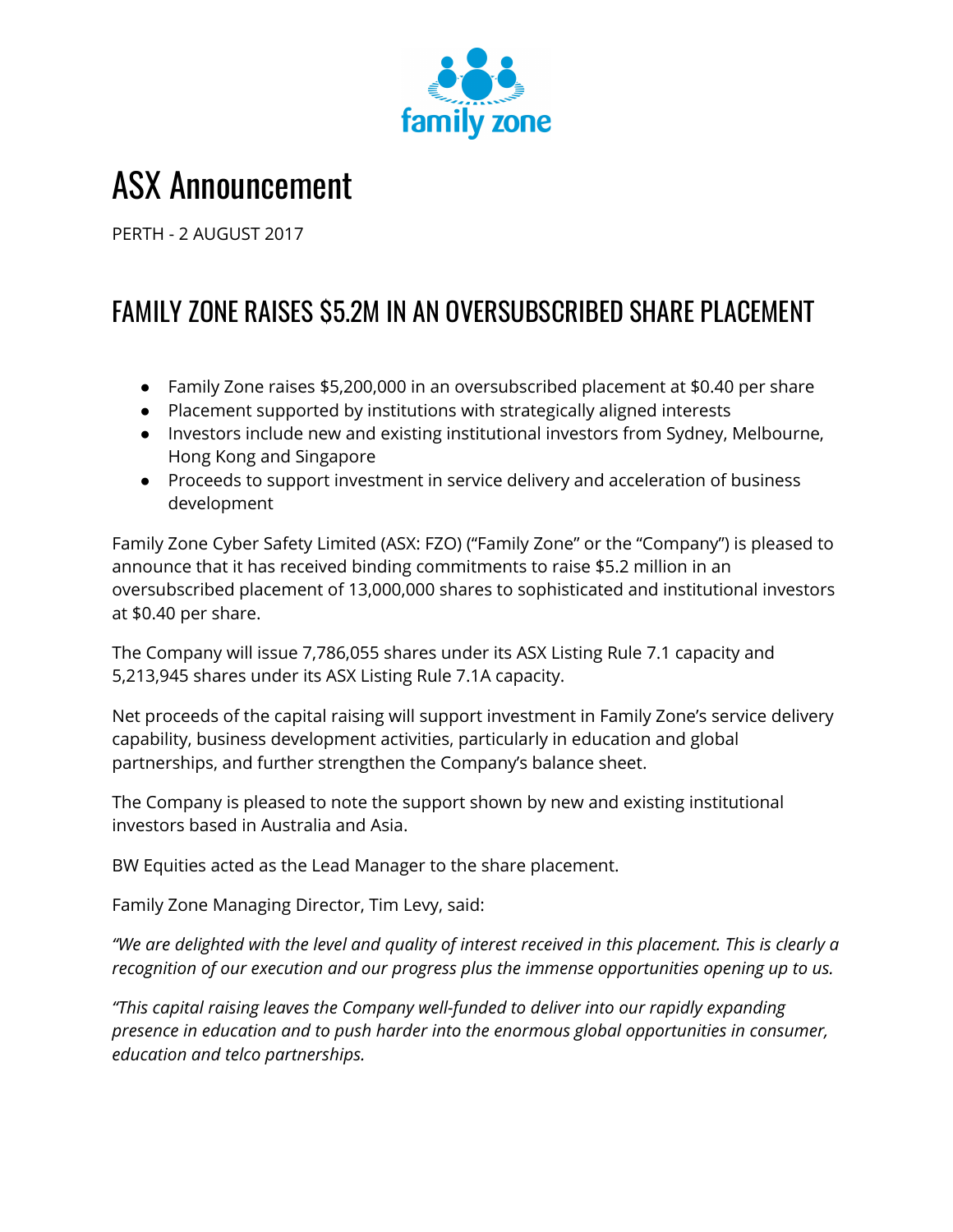family zone

# ASX Announcement

PERTH - 2 AUGUST 2017

## FAMILY ZONE RAISES $5.2M IN AN OVERSUBSCRIBED SHARE PLACEMENT

- Family Zone raises $5,200,000 in an oversubscribed placement at $0.40 per share
- Placement supported by institutions with strategically aligned interests
- Investors include new and existing institutional investors from Sydney, Melbourne, Hong Kong and Singapore
- Proceeds to support investment in service delivery and acceleration of business development

Family Zone Cyber Safety Limited (ASX: FZO) ("Family Zone" or the "Company") is pleased to announce that it has received binding commitments to raise $5.2 million in an oversubscribed placement of 13,000,000 shares to sophisticated and institutional investors at $0.40 per share.

The Company will issue 7,786,055 shares under its ASX Listing Rule 7.1 capacity and 5,213,945 shares under its ASX Listing Rule 7.1A capacity.

Net proceeds of the capital raising will support investment in Family Zone's service delivery capability, business development activities, particularly in education and global partnerships, and further strengthen the Company's balance sheet.

The Company is pleased to note the support shown by new and existing institutional investors based in Australia and Asia.

BW Equities acted as the Lead Manager to the share placement.

Family Zone Managing Director, Tim Levy, said:

*"We are delighted with the level and quality of interest received in this placement. This is clearly a recognition of our execution and our progress plus the immense opportunities opening up to us.*

*"This capital raising leaves the Company well-funded to deliver into our rapidly expanding presence in education and to push harder into the enormous global opportunities in consumer, education and telco partnerships.*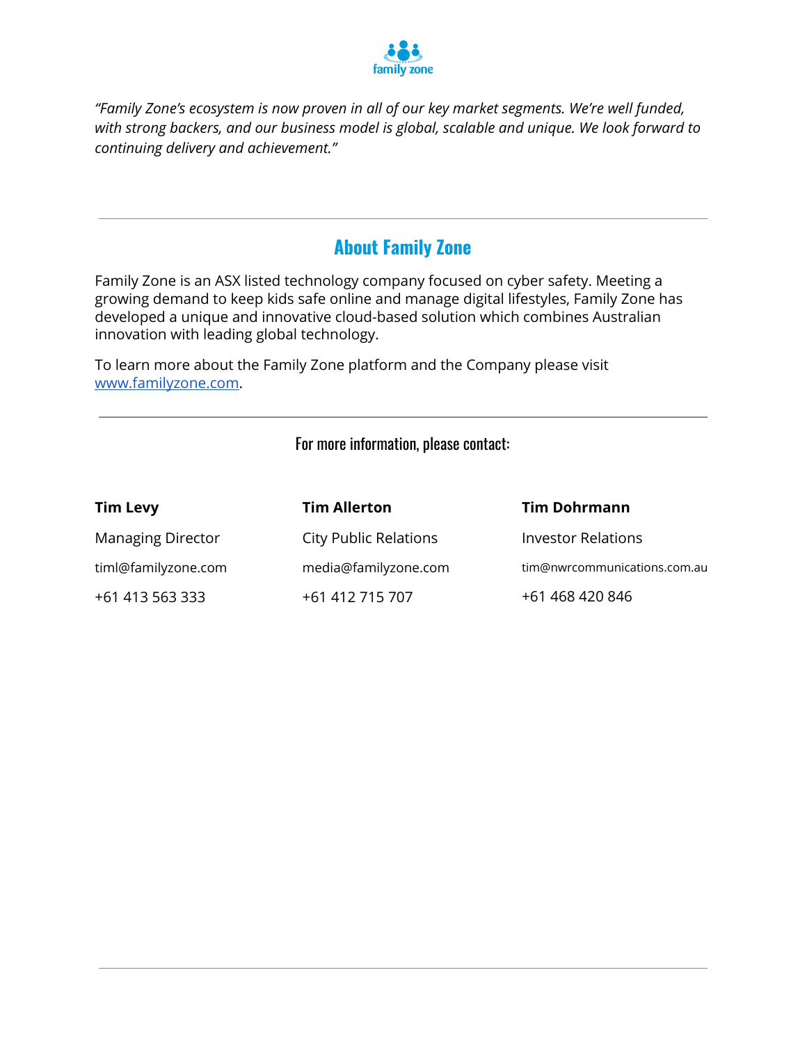*"Family Zone's ecosystem is now proven in all of our key market segments. We're well funded, with strong backers, and our business model is global, scalable and unique. We look forward to continuing delivery and achievement."*

---

## About Family Zone

Family Zone is an ASX listed technology company focused on cyber safety. Meeting a growing demand to keep kids safe online and manage digital lifestyles, Family Zone has developed a unique and innovative cloud-based solution which combines Australian innovation with leading global technology.

To learn more about the Family Zone platform and the Company please visit [www.familyzone.com](http://www.familyzone.com).

---

For more information, please contact:

| | | |
|---|---|---|
| **Tim Levy** | **Tim Allerton** | **Tim Dohrmann** |
| Managing Director | City Public Relations | Investor Relations |
| timl@familyzone.com | media@familyzone.com | tim@nwrcommunications.com.au |
| +61 413 563 333 | +61 412 715 707 | +61 468 420 846 |